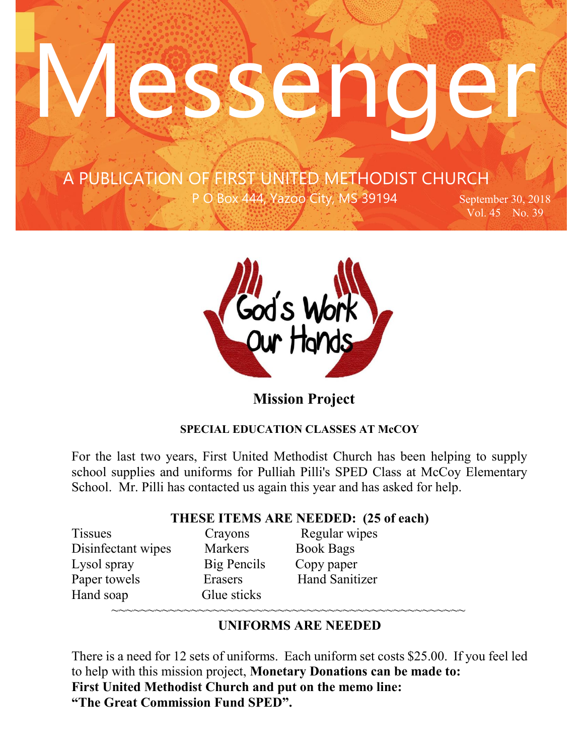# Messenger

A PUBLICATION OF FIRST UNITED METHODIST CHURCH

P O Box 444, Yazoo City, MS 39194

September 30, 2018
Vol. 45 No. 39

God's Work Our Hands

## Mission Project

### SPECIAL EDUCATION CLASSES AT McCOY

For the last two years, First United Methodist Church has been helping to supply school supplies and uniforms for Pulliah Pilli's SPED Class at McCoy Elementary School. Mr. Pilli has contacted us again this year and has asked for help.

**THESE ITEMS ARE NEEDED: (25 of each)**

| | | |
|---|---|---|
| Tissues | Crayons | Regular wipes |
| Disinfectant wipes | Markers | Book Bags |
| Lysol spray | Big Pencils | Copy paper |
| Paper towels | Erasers | Hand Sanitizer |
| Hand soap | Glue sticks | |

~~~~~~~~~~~~~~~~~~~~~~~~~~~~~~~~~~~~~~~~~~~~~~~~~~~~

**UNIFORMS ARE NEEDED**

There is a need for 12 sets of uniforms. Each uniform set costs $25.00. If you feel led to help with this mission project, **Monetary Donations can be made to: First United Methodist Church and put on the memo line: "The Great Commission Fund SPED".**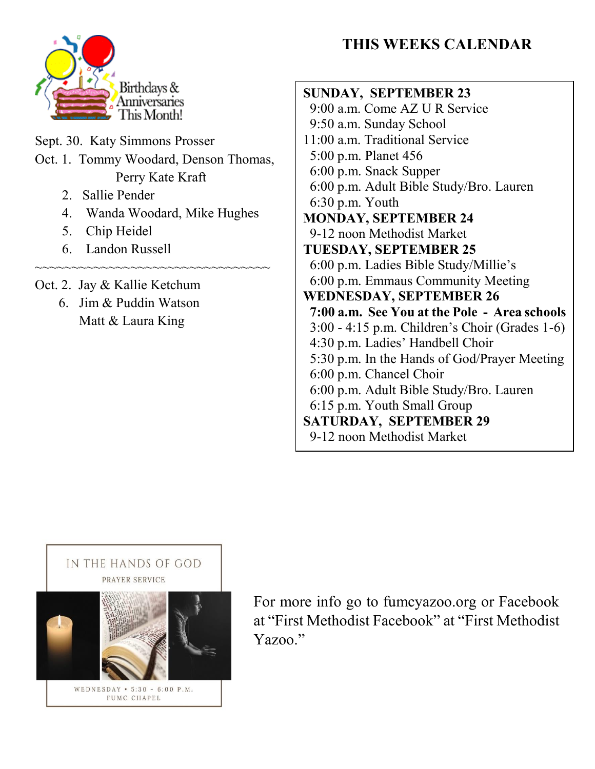Birthdays & Anniversaries This Month!

Sept. 30. Katy Simmons Prosser
Oct. 1. Tommy Woodard, Denson Thomas, Perry Kate Kraft
2. Sallie Pender
4. Wanda Woodard, Mike Hughes
5. Chip Heidel
6. Landon Russell

~~~~~~~~~~~~~~~~~~~~~~~~~~~~~~~~~~~~

Oct. 2. Jay & Kallie Ketchum
6. Jim & Puddin Watson
Matt & Laura King

## THIS WEEKS CALENDAR

**SUNDAY, SEPTEMBER 23**
9:00 a.m. Come AZ U R Service
9:50 a.m. Sunday School
11:00 a.m. Traditional Service
5:00 p.m. Planet 456
6:00 p.m. Snack Supper
6:00 p.m. Adult Bible Study/Bro. Lauren
6:30 p.m. Youth

**MONDAY, SEPTEMBER 24**
9-12 noon Methodist Market

**TUESDAY, SEPTEMBER 25**
6:00 p.m. Ladies Bible Study/Millie's
6:00 p.m. Emmaus Community Meeting

**WEDNESDAY, SEPTEMBER 26**
**7:00 a.m. See You at the Pole - Area schools**
3:00 - 4:15 p.m. Children's Choir (Grades 1-6)
4:30 p.m. Ladies' Handbell Choir
5:30 p.m. In the Hands of God/Prayer Meeting
6:00 p.m. Chancel Choir
6:00 p.m. Adult Bible Study/Bro. Lauren
6:15 p.m. Youth Small Group

**SATURDAY, SEPTEMBER 29**
9-12 noon Methodist Market

IN THE HANDS OF GOD
PRAYER SERVICE

WEDNESDAY • 5:30 - 6:00 P.M.
FUMC CHAPEL

For more info go to fumcyazoo.org or Facebook at "First Methodist Facebook" at "First Methodist Yazoo."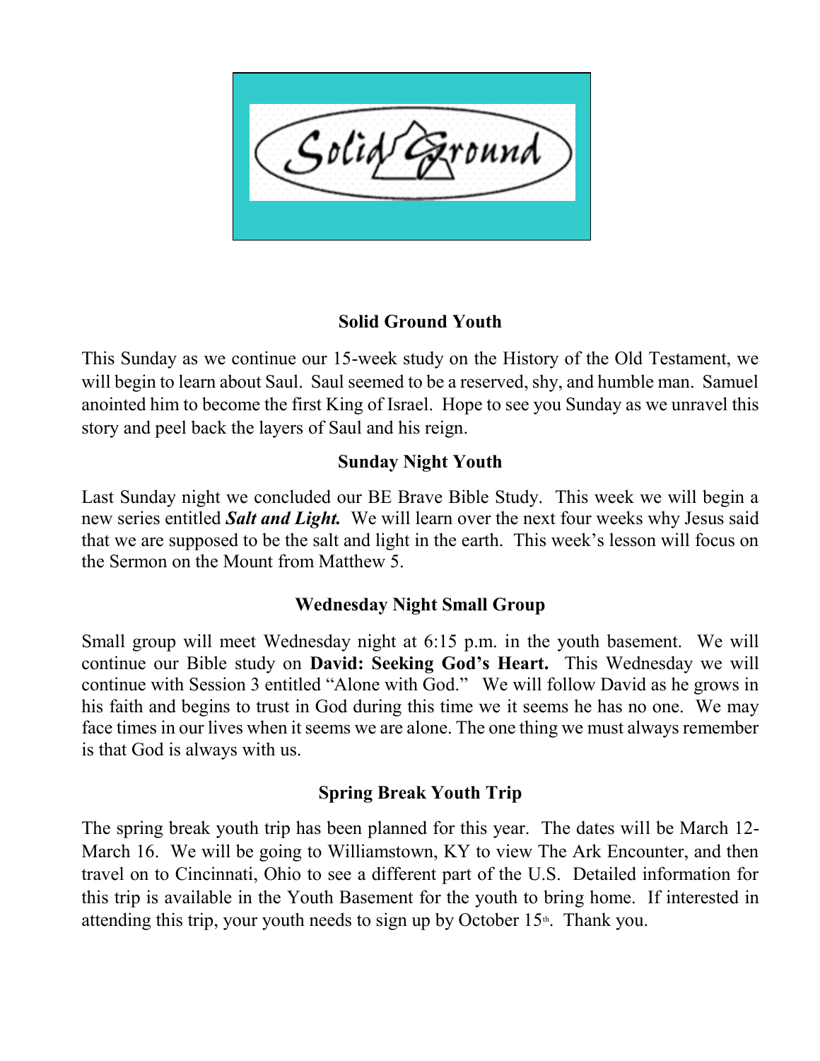Solid Ground

## Solid Ground Youth

This Sunday as we continue our 15-week study on the History of the Old Testament, we will begin to learn about Saul. Saul seemed to be a reserved, shy, and humble man. Samuel anointed him to become the first King of Israel. Hope to see you Sunday as we unravel this story and peel back the layers of Saul and his reign.

## Sunday Night Youth

Last Sunday night we concluded our BE Brave Bible Study. This week we will begin a new series entitled ***Salt and Light.*** We will learn over the next four weeks why Jesus said that we are supposed to be the salt and light in the earth. This week's lesson will focus on the Sermon on the Mount from Matthew 5.

## Wednesday Night Small Group

Small group will meet Wednesday night at 6:15 p.m. in the youth basement. We will continue our Bible study on **David: Seeking God's Heart.** This Wednesday we will continue with Session 3 entitled "Alone with God." We will follow David as he grows in his faith and begins to trust in God during this time we it seems he has no one. We may face times in our lives when it seems we are alone. The one thing we must always remember is that God is always with us.

## Spring Break Youth Trip

The spring break youth trip has been planned for this year. The dates will be March 12-March 16. We will be going to Williamstown, KY to view The Ark Encounter, and then travel on to Cincinnati, Ohio to see a different part of the U.S. Detailed information for this trip is available in the Youth Basement for the youth to bring home. If interested in attending this trip, your youth needs to sign up by October 15th. Thank you.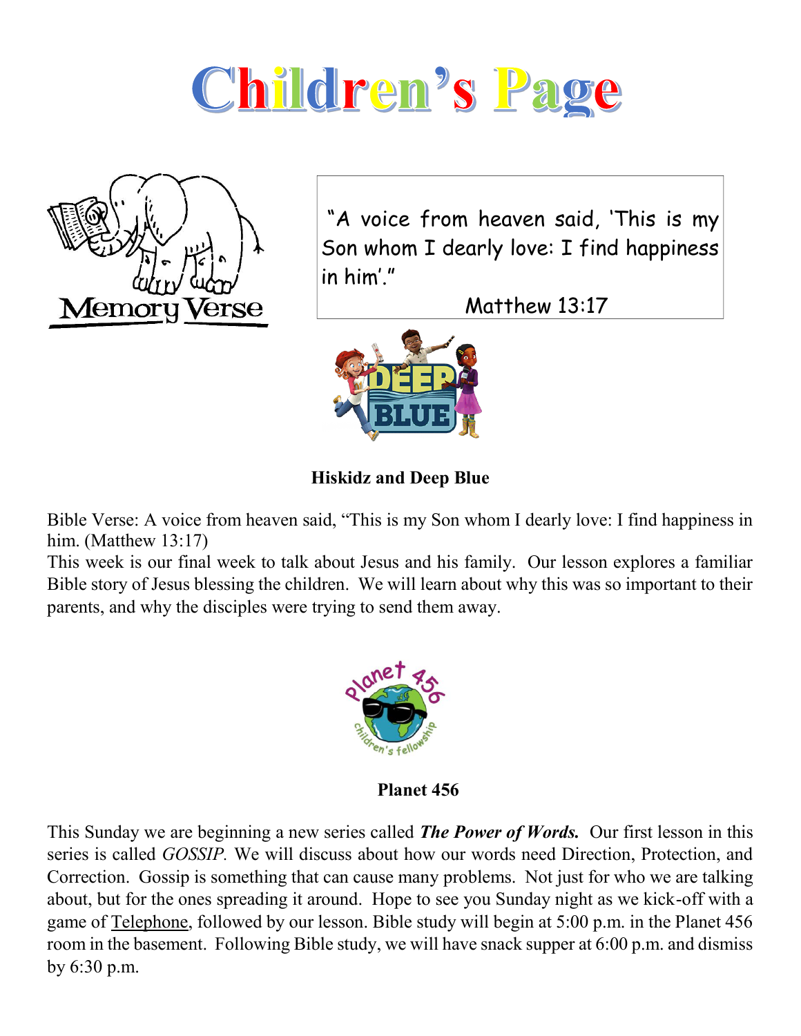# Children's Page

Memory Verse

"A voice from heaven said, 'This is my Son whom I dearly love: I find happiness in him'."

Matthew 13:17

**Hiskidz and Deep Blue**

Bible Verse: A voice from heaven said, "This is my Son whom I dearly love: I find happiness in him. (Matthew 13:17)

This week is our final week to talk about Jesus and his family. Our lesson explores a familiar Bible story of Jesus blessing the children. We will learn about why this was so important to their parents, and why the disciples were trying to send them away.

**Planet 456**

This Sunday we are beginning a new series called ***The Power of Words.*** Our first lesson in this series is called *GOSSIP.* We will discuss about how our words need Direction, Protection, and Correction. Gossip is something that can cause many problems. Not just for who we are talking about, but for the ones spreading it around. Hope to see you Sunday night as we kick-off with a game of Telephone, followed by our lesson. Bible study will begin at 5:00 p.m. in the Planet 456 room in the basement. Following Bible study, we will have snack supper at 6:00 p.m. and dismiss by 6:30 p.m.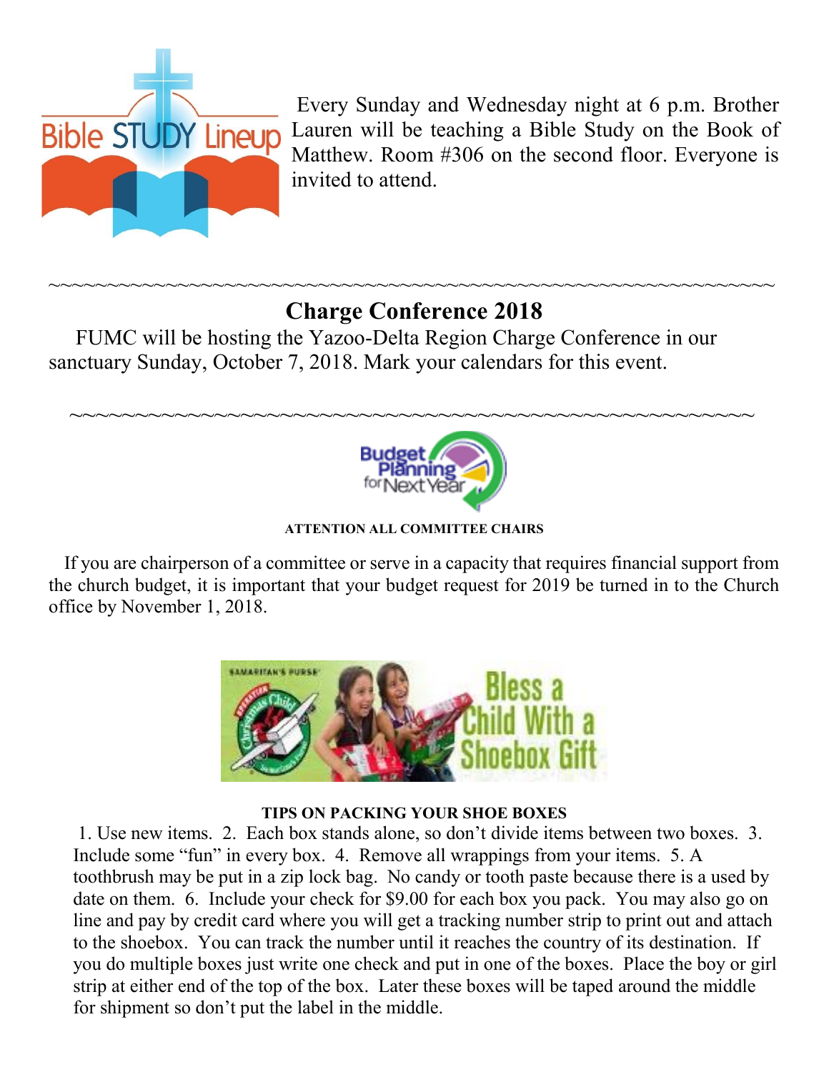Every Sunday and Wednesday night at 6 p.m. Brother Lauren will be teaching a Bible Study on the Book of Matthew. Room #306 on the second floor. Everyone is invited to attend.

~~~~~~~~~~~~~~~~~~~~~~~~~~~~~~~~~~~~~~~~~~~~~~~~~~~~~~~~~~~~~~~~

## Charge Conference 2018

FUMC will be hosting the Yazoo-Delta Region Charge Conference in our sanctuary Sunday, October 7, 2018. Mark your calendars for this event.

~~~~~~~~~~~~~~~~~~~~~~~~~~~~~~~~~~~~~~~~~~~~~~~~~~~~~~~~~~~~~~~~

**ATTENTION ALL COMMITTEE CHAIRS**

If you are chairperson of a committee or serve in a capacity that requires financial support from the church budget, it is important that your budget request for 2019 be turned in to the Church office by November 1, 2018.

**TIPS ON PACKING YOUR SHOE BOXES**

1. Use new items. 2. Each box stands alone, so don't divide items between two boxes. 3. Include some "fun" in every box. 4. Remove all wrappings from your items. 5. A toothbrush may be put in a zip lock bag. No candy or tooth paste because there is a used by date on them. 6. Include your check for $9.00 for each box you pack. You may also go on line and pay by credit card where you will get a tracking number strip to print out and attach to the shoebox. You can track the number until it reaches the country of its destination. If you do multiple boxes just write one check and put in one of the boxes. Place the boy or girl strip at either end of the top of the box. Later these boxes will be taped around the middle for shipment so don't put the label in the middle.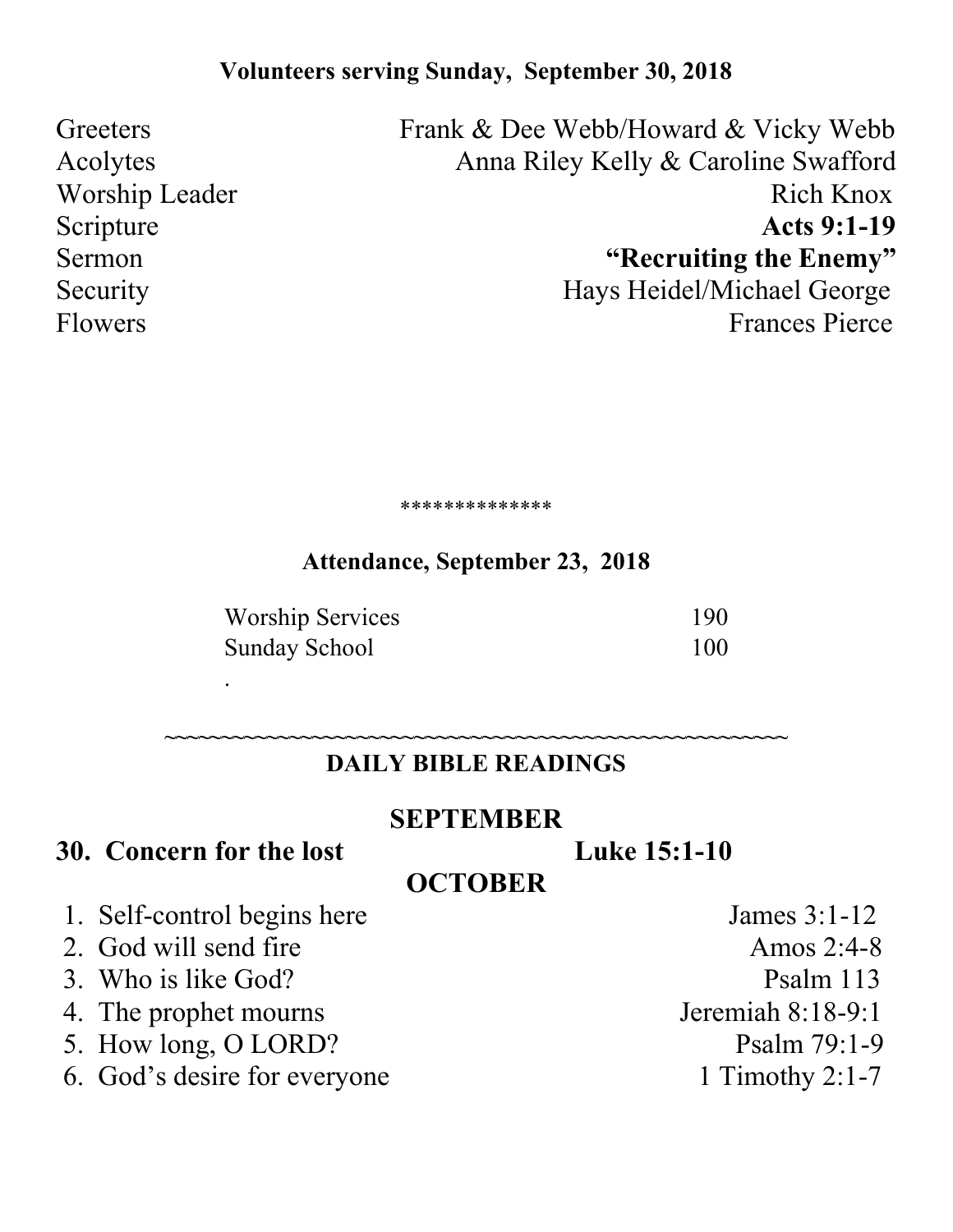**Volunteers serving Sunday, September 30, 2018**

| | |
|---|---|
| Greeters | Frank & Dee Webb/Howard & Vicky Webb |
| Acolytes | Anna Riley Kelly & Caroline Swafford |
| Worship Leader | Rich Knox |
| Scripture | **Acts 9:1-19** |
| Sermon | **"Recruiting the Enemy"** |
| Security | Hays Heidel/Michael George |
| Flowers | Frances Pierce |

\*\*\*\*\*\*\*\*\*\*\*\*\*\*

**Attendance, September 23, 2018**

| | |
|---|---|
| Worship Services | 190 |
| Sunday School | 100 |

.

~~~~~~~~~~~~~~~~~~~~~~~~~~~~~~~~~~~~~~~~~~~~~~~~

**DAILY BIBLE READINGS**

**SEPTEMBER**

**30. Concern for the lost — Luke 15:1-10**

**OCTOBER**

1. Self-control begins here — James 3:1-12
2. God will send fire — Amos 2:4-8
3. Who is like God? — Psalm 113
4. The prophet mourns — Jeremiah 8:18-9:1
5. How long, O LORD? — Psalm 79:1-9
6. God's desire for everyone — 1 Timothy 2:1-7